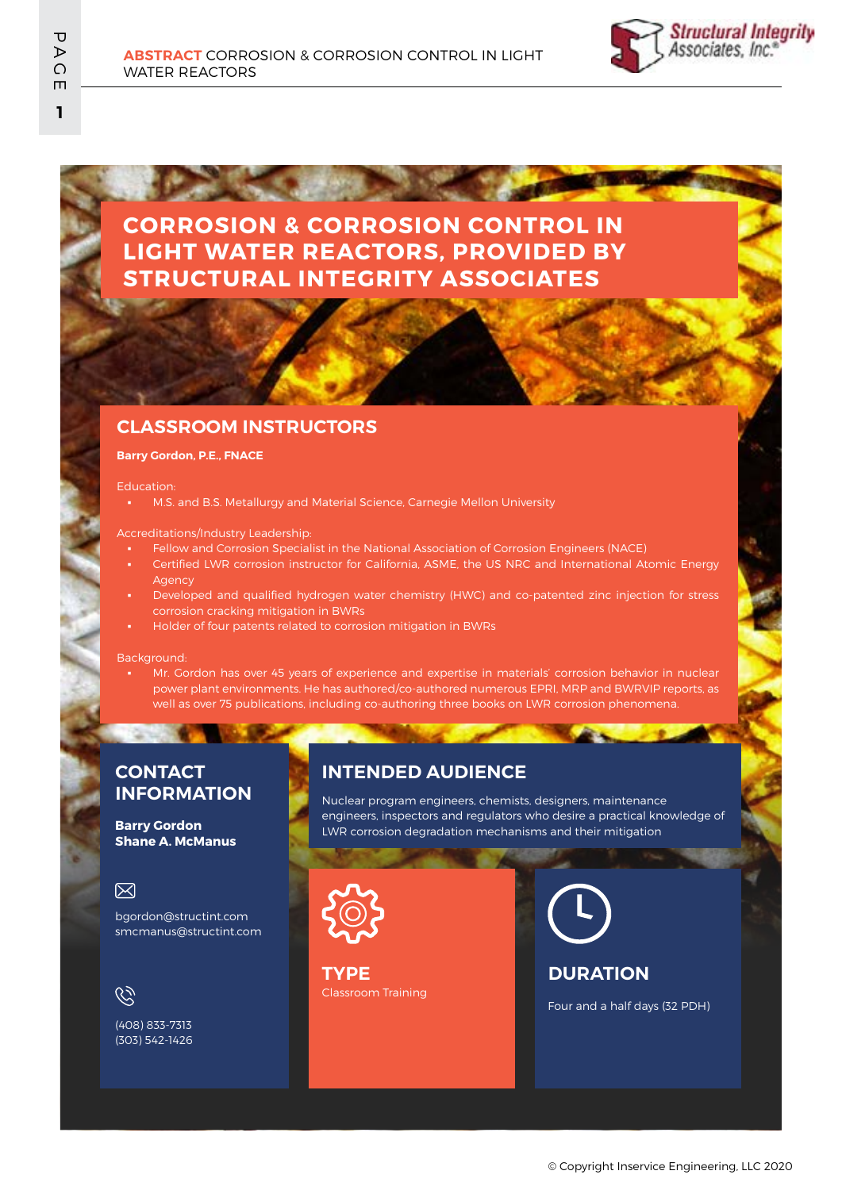# CORROSION & CORROSION CONTROL IN LIGHT WATER REACTORS, PROVIDED BY STRUCTURAL INTEGRITY ASSOCIATES

## CLASSROOM INSTRUCTORS

**Barry Gordon, P.E., FNACE**

Education:

- M.S. and B.S. Metallurgy and Material Science, Carnegie Mellon University

Accreditations/Industry Leadership:

- Fellow and Corrosion Specialist in the National Association of Corrosion Engineers (NACE)
- Certified LWR corrosion instructor for California, ASME, the US NRC and International Atomic Energy Agency
- Developed and qualified hydrogen water chemistry (HWC) and co-patented zinc injection for stress corrosion cracking mitigation in BWRs
- Holder of four patents related to corrosion mitigation in BWRs

Background:

- Mr. Gordon has over 45 years of experience and expertise in materials' corrosion behavior in nuclear power plant environments. He has authored/co-authored numerous EPRI, MRP and BWRVIP reports, as well as over 75 publications, including co-authoring three books on LWR corrosion phenomena.

## CONTACT INFORMATION

**Barry Gordon**
**Shane A. McManus**

bgordon@structint.com
smcmanus@structint.com

(408) 833-7313
(303) 542-1426

## INTENDED AUDIENCE

Nuclear program engineers, chemists, designers, maintenance engineers, inspectors and regulators who desire a practical knowledge of LWR corrosion degradation mechanisms and their mitigation

## TYPE

Classroom Training

## DURATION

Four and a half days (32 PDH)

© Copyright Inservice Engineering, LLC 2020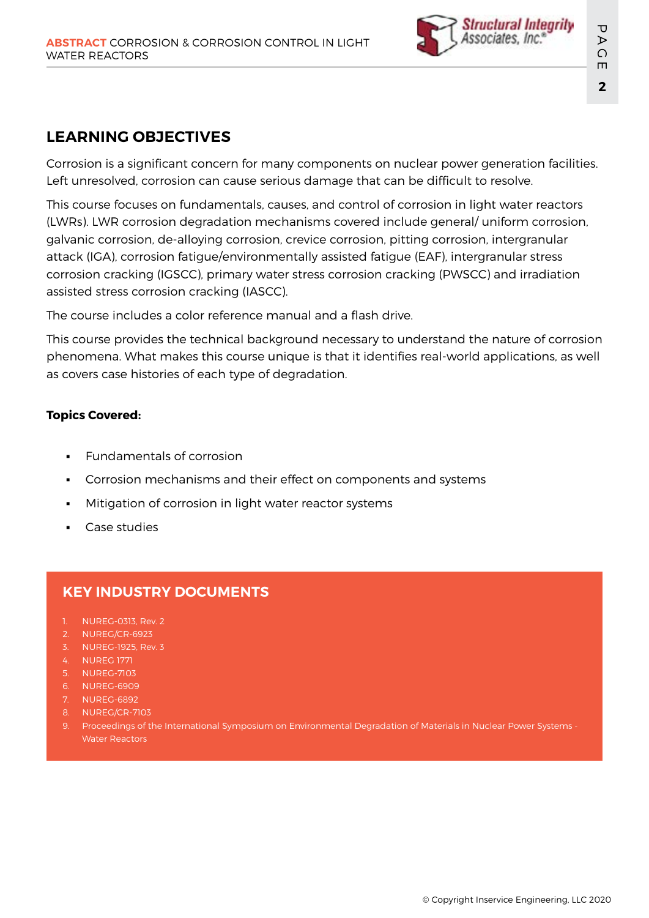## LEARNING OBJECTIVES

Corrosion is a significant concern for many components on nuclear power generation facilities. Left unresolved, corrosion can cause serious damage that can be difficult to resolve.

This course focuses on fundamentals, causes, and control of corrosion in light water reactors (LWRs). LWR corrosion degradation mechanisms covered include general/ uniform corrosion, galvanic corrosion, de-alloying corrosion, crevice corrosion, pitting corrosion, intergranular attack (IGA), corrosion fatigue/environmentally assisted fatigue (EAF), intergranular stress corrosion cracking (IGSCC), primary water stress corrosion cracking (PWSCC) and irradiation assisted stress corrosion cracking (IASCC).

The course includes a color reference manual and a flash drive.

This course provides the technical background necessary to understand the nature of corrosion phenomena. What makes this course unique is that it identifies real-world applications, as well as covers case histories of each type of degradation.

**Topics Covered:**

- Fundamentals of corrosion
- Corrosion mechanisms and their effect on components and systems
- Mitigation of corrosion in light water reactor systems
- Case studies

## KEY INDUSTRY DOCUMENTS

1. NUREG-0313, Rev. 2
2. NUREG/CR-6923
3. NUREG-1925, Rev. 3
4. NUREG 1771
5. NUREG-7103
6. NUREG-6909
7. NUREG-6892
8. NUREG/CR-7103
9. Proceedings of the International Symposium on Environmental Degradation of Materials in Nuclear Power Systems - Water Reactors

© Copyright Inservice Engineering, LLC 2020